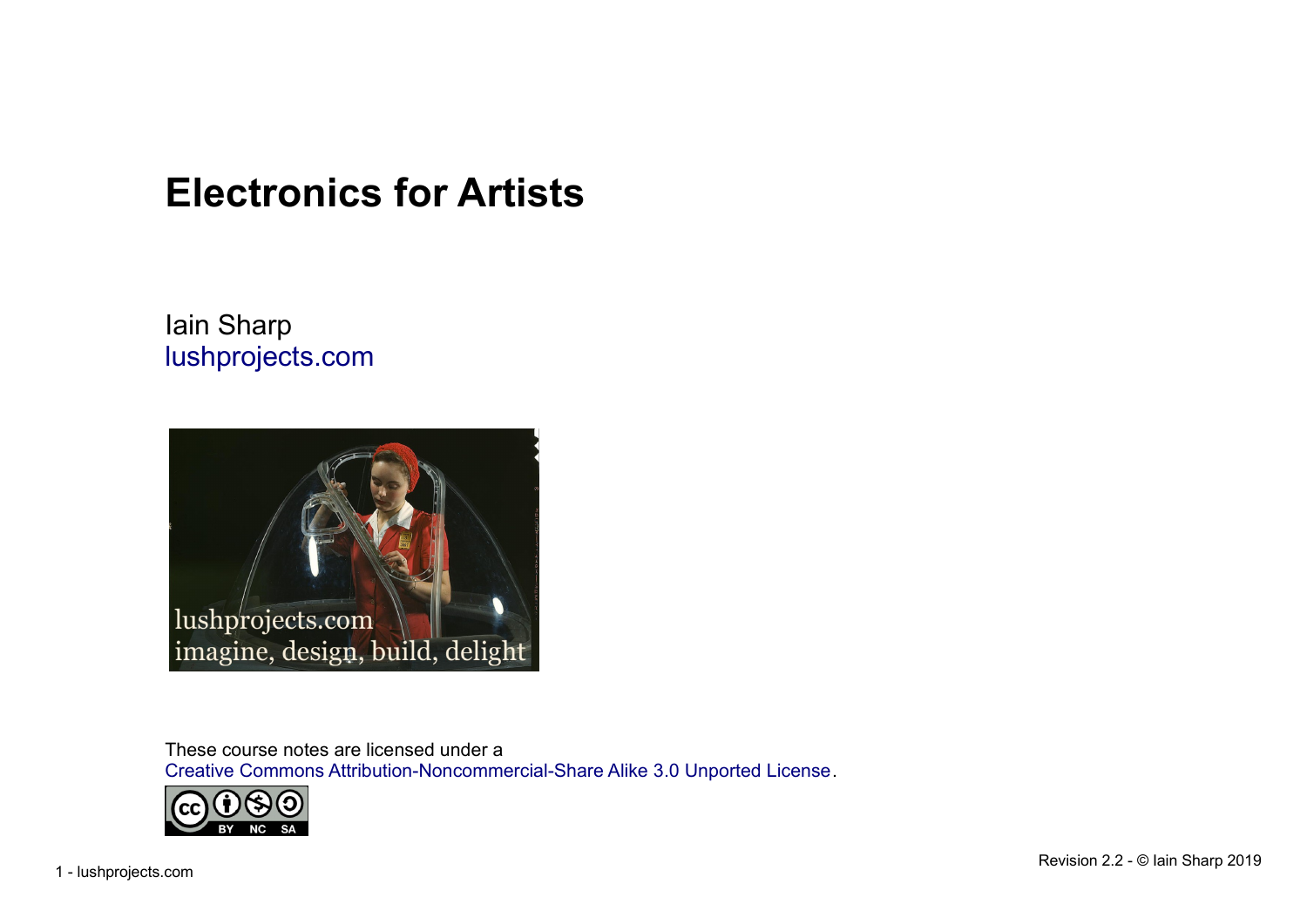# Electronics for Artists

Iain Sharp
lushprojects.com

These course notes are licensed under a
Creative Commons Attribution-Noncommercial-Share Alike 3.0 Unported License.

Revision 2.2 - © Iain Sharp 2019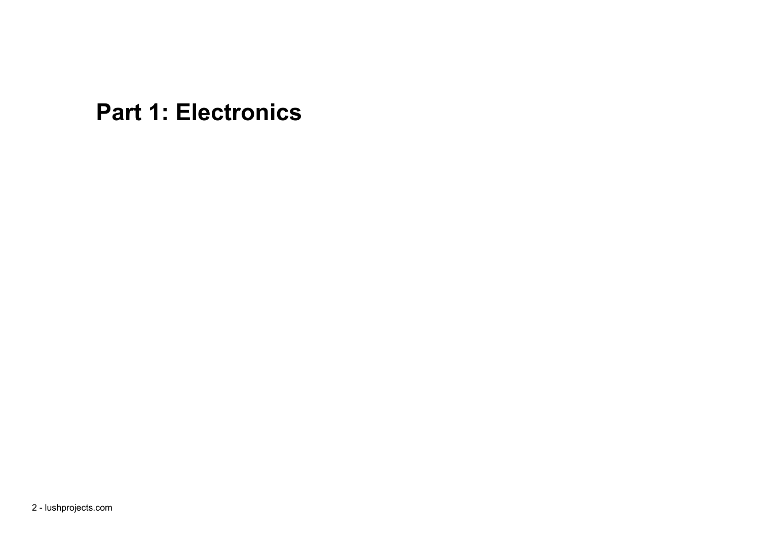# Part 1: Electronics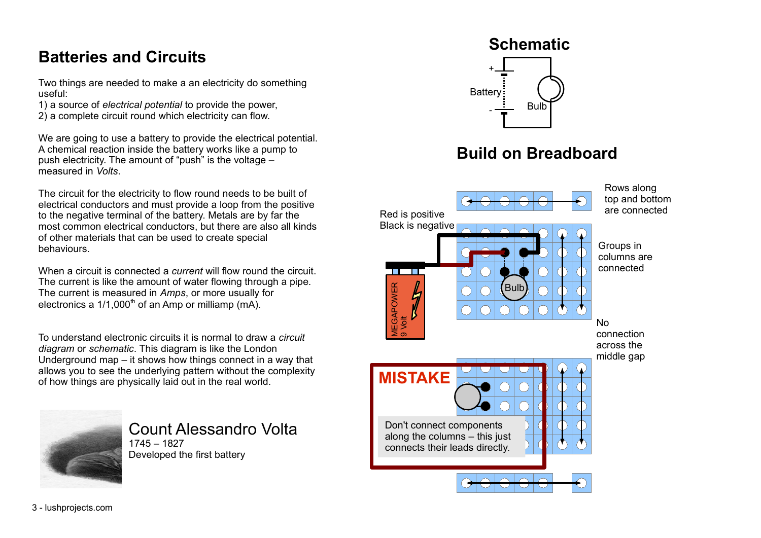## Batteries and Circuits

Two things are needed to make a an electricity do something useful:
1) a source of *electrical potential* to provide the power,
2) a complete circuit round which electricity can flow.

We are going to use a battery to provide the electrical potential. A chemical reaction inside the battery works like a pump to push electricity. The amount of “push” is the voltage – measured in *Volts*.

The circuit for the electricity to flow round needs to be built of electrical conductors and must provide a loop from the positive to the negative terminal of the battery. Metals are by far the most common electrical conductors, but there are also all kinds of other materials that can be used to create special behaviours.

When a circuit is connected a *current* will flow round the circuit. The current is like the amount of water flowing through a pipe. The current is measured in *Amps*, or more usually for electronics a 1/1,000th of an Amp or milliamp (mA).

To understand electronic circuits it is normal to draw a *circuit diagram* or *schematic*. This diagram is like the London Underground map – it shows how things connect in a way that allows you to see the underlying pattern without the complexity of how things are physically laid out in the real world.

Count Alessandro Volta
1745 – 1827
Developed the first battery

## Schematic

Battery
Bulb

## Build on Breadboard

Red is positive
Black is negative

Rows along top and bottom are connected

Groups in columns are connected

No connection across the middle gap

MEGAPOWER 9 Volt

Bulb

**MISTAKE**

Don't connect components along the columns – this just connects their leads directly.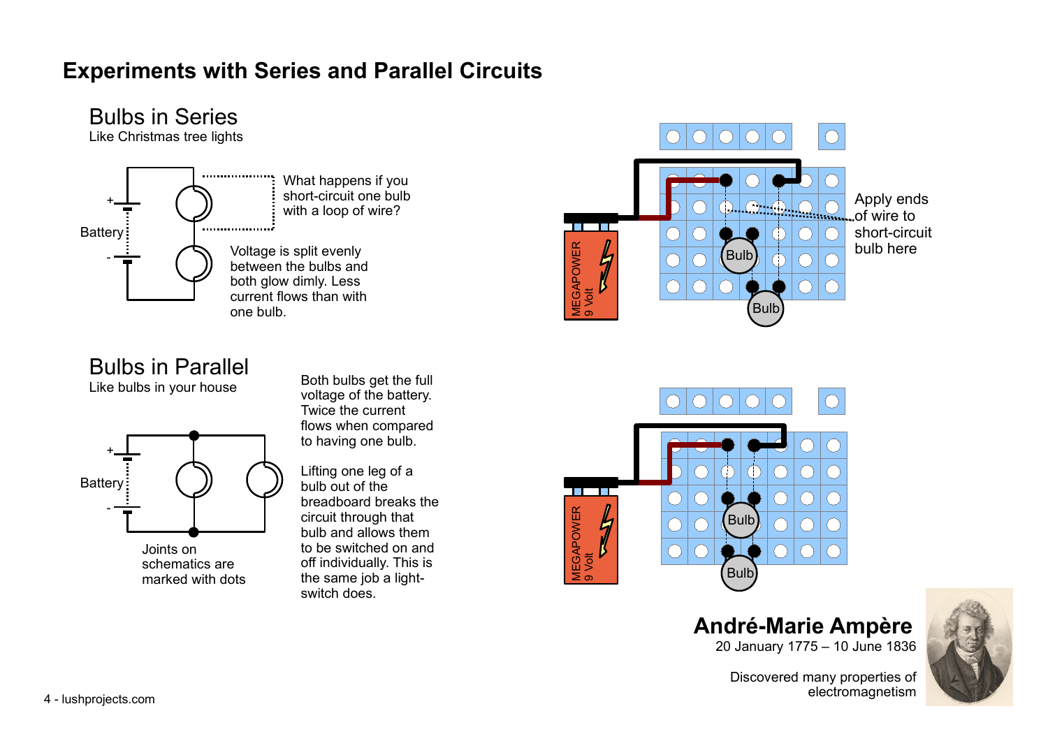# Experiments with Series and Parallel Circuits

## Bulbs in Series

Like Christmas tree lights

Battery

What happens if you short-circuit one bulb with a loop of wire?

Voltage is split evenly between the bulbs and both glow dimly. Less current flows than with one bulb.

MEGAPOWER 9 Volt

Bulb

Bulb

Apply ends of wire to short-circuit bulb here

## Bulbs in Parallel

Like bulbs in your house

Battery

Joints on schematics are marked with dots

Both bulbs get the full voltage of the battery. Twice the current flows when compared to having one bulb.

Lifting one leg of a bulb out of the breadboard breaks the circuit through that bulb and allows them to be switched on and off individually. This is the same job a light-switch does.

MEGAPOWER 9 Volt

Bulb

Bulb

**André-Marie Ampère**

20 January 1775 – 10 June 1836

Discovered many properties of electromagnetism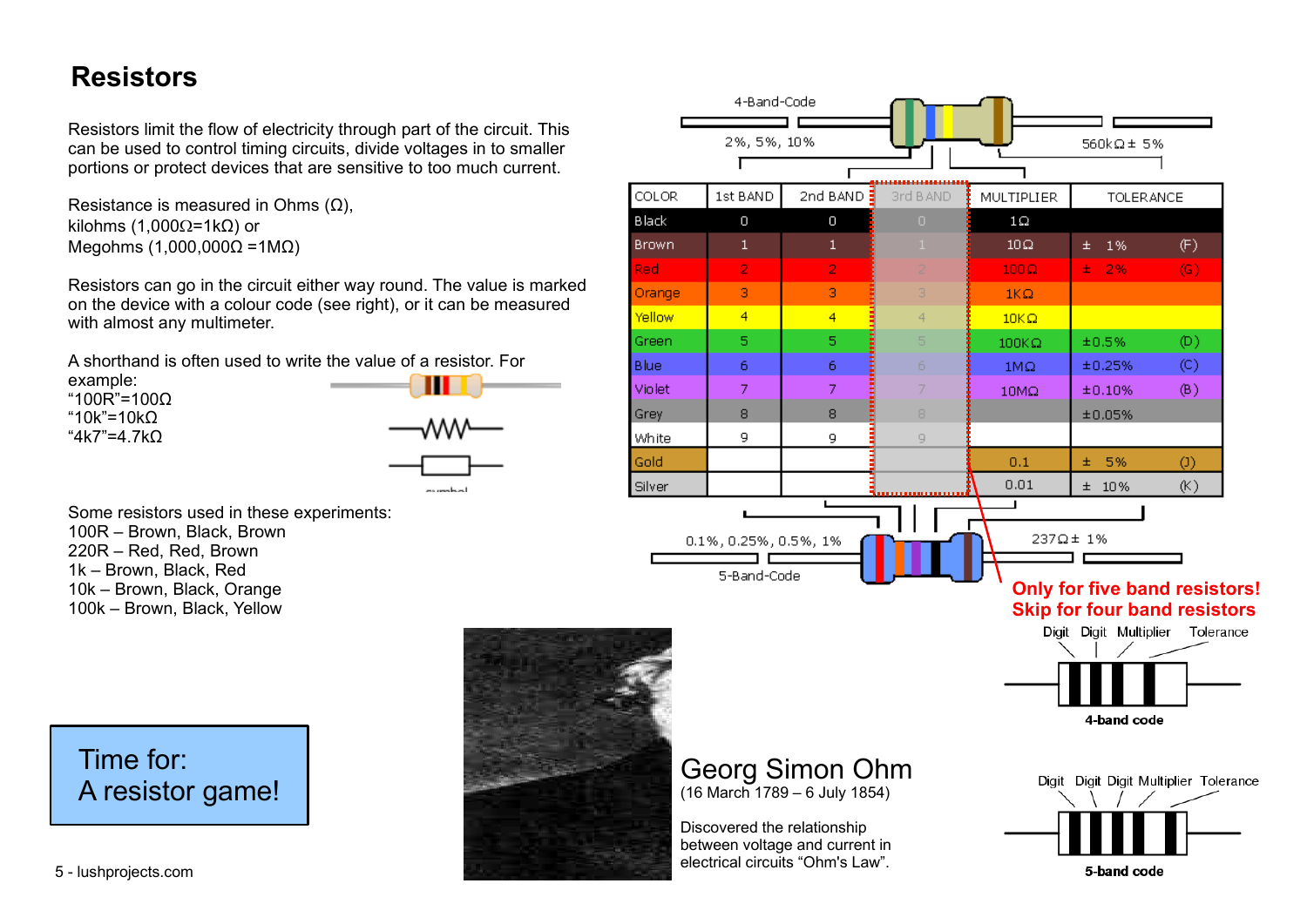# Resistors

Resistors limit the flow of electricity through part of the circuit. This can be used to control timing circuits, divide voltages in to smaller portions or protect devices that are sensitive to too much current.

Resistance is measured in Ohms (Ω),
kilohms (1,000Ω=1kΩ) or
Megohms (1,000,000Ω =1MΩ)

Resistors can go in the circuit either way round. The value is marked on the device with a colour code (see right), or it can be measured with almost any multimeter.

A shorthand is often used to write the value of a resistor. For example:
"100R"=100Ω
"10k"=10kΩ
"4k7"=4.7kΩ

symbol

Some resistors used in these experiments:
100R – Brown, Black, Brown
220R – Red, Red, Brown
1k – Brown, Black, Red
10k – Brown, Black, Orange
100k – Brown, Black, Yellow

4-Band-Code

2%, 5%, 10%

560kΩ ± 5%

| COLOR | 1st BAND | 2nd BAND | 3rd BAND | MULTIPLIER | TOLERANCE |
|---|---|---|---|---|---|
| Black | 0 | 0 | 0 | 1Ω | |
| Brown | 1 | 1 | 1 | 10Ω | ± 1% (F) |
| Red | 2 | 2 | 2 | 100Ω | ± 2% (G) |
| Orange | 3 | 3 | 3 | 1KΩ | |
| Yellow | 4 | 4 | 4 | 10KΩ | |
| Green | 5 | 5 | 5 | 100KΩ | ±0.5% (D) |
| Blue | 6 | 6 | 6 | 1MΩ | ±0.25% (C) |
| Violet | 7 | 7 | 7 | 10MΩ | ±0.10% (B) |
| Grey | 8 | 8 | 8 | | ±0.05% |
| White | 9 | 9 | 9 | | |
| Gold | | | | 0.1 | ± 5% (J) |
| Silver | | | | 0.01 | ± 10% (K) |

0.1%, 0.25%, 0.5%, 1%

237Ω ± 1%

5-Band-Code

**Only for five band resistors! Skip for four band resistors**

Digit Digit Multiplier Tolerance

**4-band code**

Digit Digit Digit Multiplier Tolerance

**5-band code**

Time for:
A resistor game!

Georg Simon Ohm
(16 March 1789 – 6 July 1854)

Discovered the relationship between voltage and current in electrical circuits "Ohm's Law".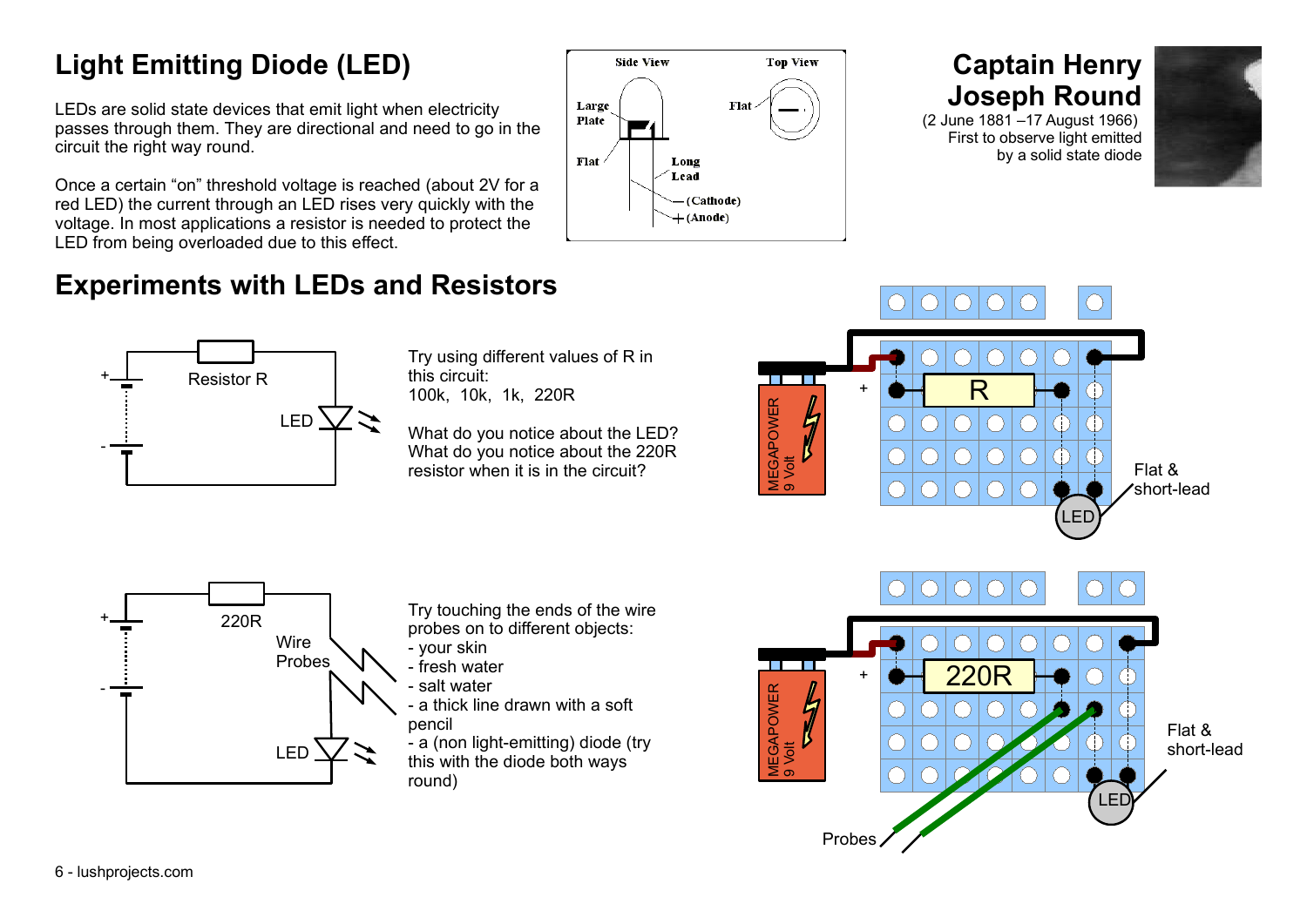# Light Emitting Diode (LED)

LEDs are solid state devices that emit light when electricity passes through them. They are directional and need to go in the circuit the right way round.

Once a certain "on" threshold voltage is reached (about 2V for a red LED) the current through an LED rises very quickly with the voltage. In most applications a resistor is needed to protect the LED from being overloaded due to this effect.

## Captain Henry Joseph Round

(2 June 1881 –17 August 1966)
First to observe light emitted by a solid state diode

# Experiments with LEDs and Resistors

Try using different values of R in this circuit:
100k, 10k, 1k, 220R

What do you notice about the LED?
What do you notice about the 220R resistor when it is in the circuit?

Try touching the ends of the wire probes on to different objects:
- your skin
- fresh water
- salt water
- a thick line drawn with a soft pencil
- a (non light-emitting) diode (try this with the diode both ways round)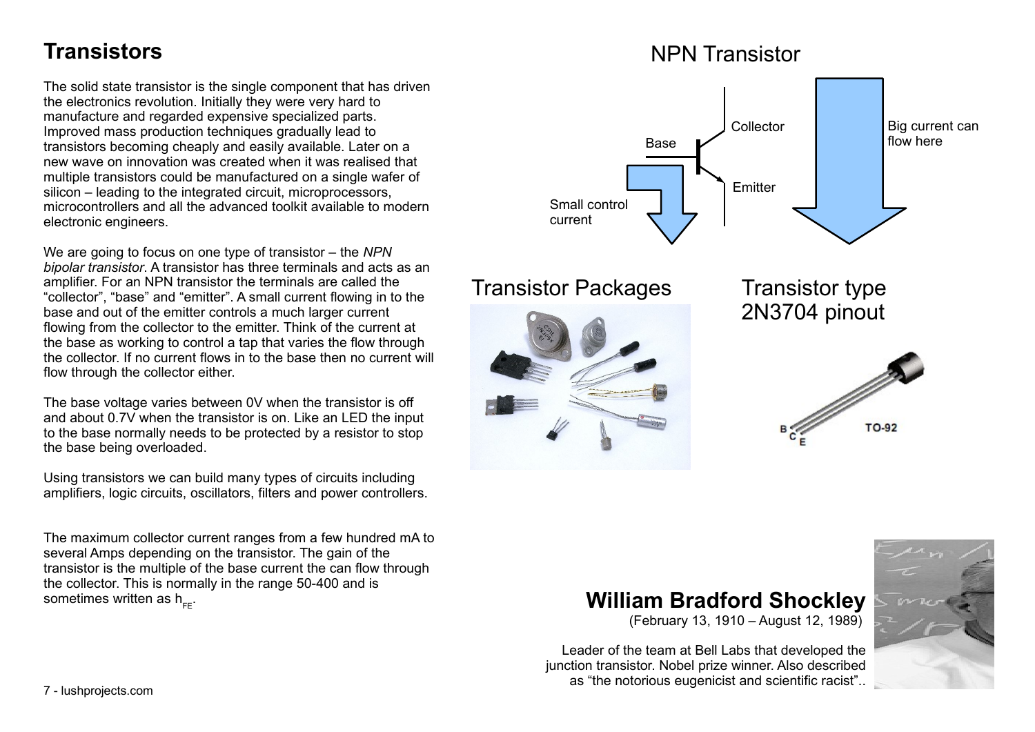# Transistors

The solid state transistor is the single component that has driven the electronics revolution. Initially they were very hard to manufacture and regarded expensive specialized parts. Improved mass production techniques gradually lead to transistors becoming cheaply and easily available. Later on a new wave on innovation was created when it was realised that multiple transistors could be manufactured on a single wafer of silicon – leading to the integrated circuit, microprocessors, microcontrollers and all the advanced toolkit available to modern electronic engineers.

We are going to focus on one type of transistor – the *NPN bipolar transistor*. A transistor has three terminals and acts as an amplifier. For an NPN transistor the terminals are called the "collector", "base" and "emitter". A small current flowing in to the base and out of the emitter controls a much larger current flowing from the collector to the emitter. Think of the current at the base as working to control a tap that varies the flow through the collector. If no current flows in to the base then no current will flow through the collector either.

The base voltage varies between 0V when the transistor is off and about 0.7V when the transistor is on. Like an LED the input to the base normally needs to be protected by a resistor to stop the base being overloaded.

Using transistors we can build many types of circuits including amplifiers, logic circuits, oscillators, filters and power controllers.

The maximum collector current ranges from a few hundred mA to several Amps depending on the transistor. The gain of the transistor is the multiple of the base current the can flow through the collector. This is normally in the range 50-400 and is sometimes written as $h_{FE}$.

## NPN Transistor

Collector

Base

Emitter

Small control current

Big current can flow here

## Transistor Packages

## Transistor type 2N3704 pinout

B C E

TO-92

## William Bradford Shockley

(February 13, 1910 – August 12, 1989)

Leader of the team at Bell Labs that developed the junction transistor. Nobel prize winner. Also described as "the notorious eugenicist and scientific racist"..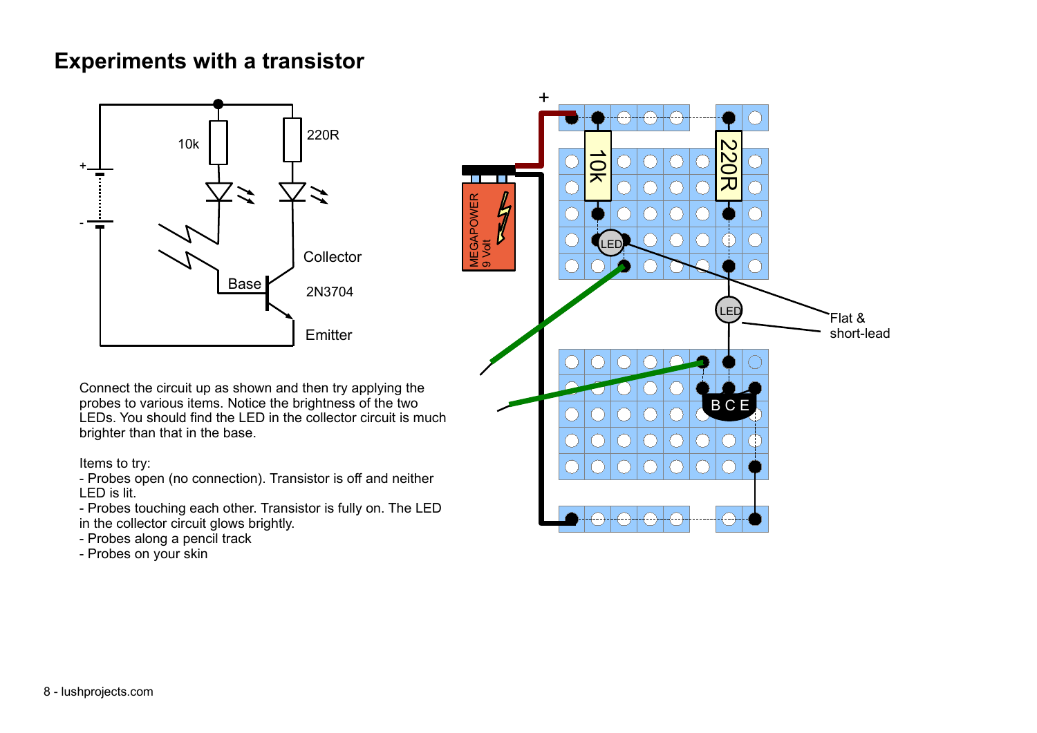# Experiments with a transistor

Connect the circuit up as shown and then try applying the probes to various items. Notice the brightness of the two LEDs. You should find the LED in the collector circuit is much brighter than that in the base.

Items to try:

- Probes open (no connection). Transistor is off and neither LED is lit.
- Probes touching each other. Transistor is fully on. The LED in the collector circuit glows brightly.
- Probes along a pencil track
- Probes on your skin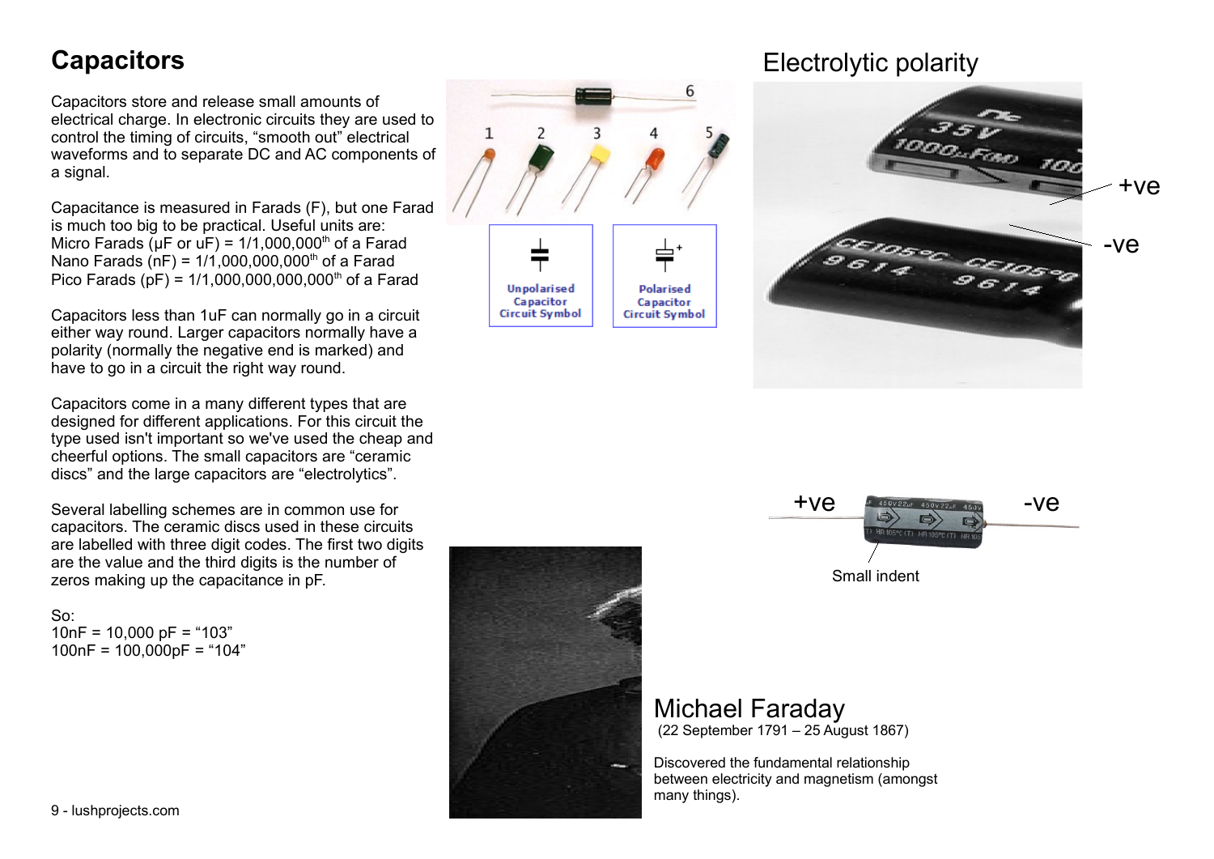# Capacitors

Capacitors store and release small amounts of electrical charge. In electronic circuits they are used to control the timing of circuits, "smooth out" electrical waveforms and to separate DC and AC components of a signal.

Capacitance is measured in Farads (F), but one Farad is much too big to be practical. Useful units are:
Micro Farads (µF or uF) = 1/1,000,000th of a Farad
Nano Farads (nF) = 1/1,000,000,000th of a Farad
Pico Farads (pF) = 1/1,000,000,000,000th of a Farad

Capacitors less than 1uF can normally go in a circuit either way round. Larger capacitors normally have a polarity (normally the negative end is marked) and have to go in a circuit the right way round.

Capacitors come in a many different types that are designed for different applications. For this circuit the type used isn't important so we've used the cheap and cheerful options. The small capacitors are "ceramic discs" and the large capacitors are "electrolytics".

Several labelling schemes are in common use for capacitors. The ceramic discs used in these circuits are labelled with three digit codes. The first two digits are the value and the third digits is the number of zeros making up the capacitance in pF.

So:
10nF = 10,000 pF = "103"
100nF = 100,000pF = "104"

Unpolarised Capacitor Circuit Symbol

Polarised Capacitor Circuit Symbol

## Electrolytic polarity

+ve

-ve

+ve

-ve

Small indent

## Michael Faraday

(22 September 1791 – 25 August 1867)

Discovered the fundamental relationship between electricity and magnetism (amongst many things).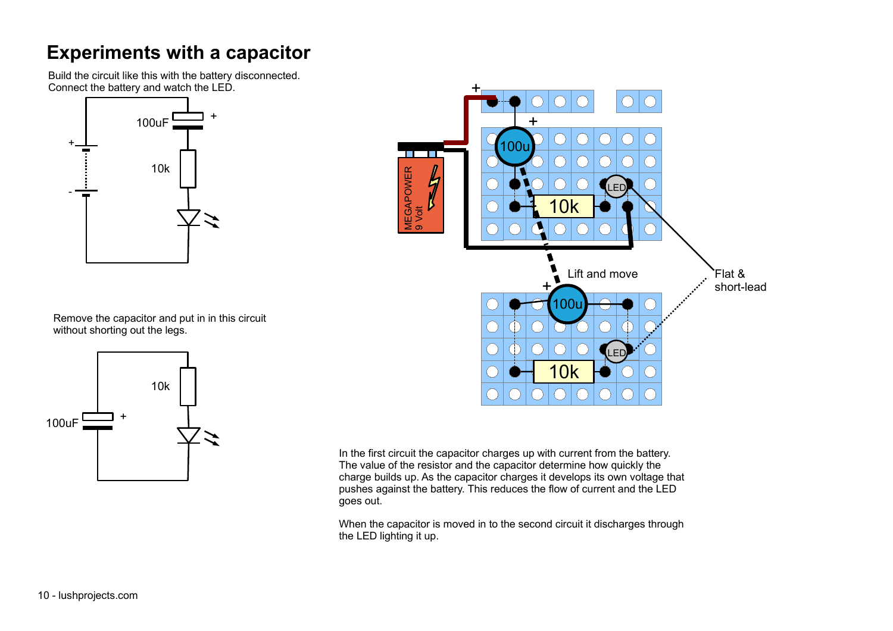# Experiments with a capacitor

Build the circuit like this with the battery disconnected.
Connect the battery and watch the LED.

Remove the capacitor and put in in this circuit without shorting out the legs.

In the first circuit the capacitor charges up with current from the battery. The value of the resistor and the capacitor determine how quickly the charge builds up. As the capacitor charges it develops its own voltage that pushes against the battery. This reduces the flow of current and the LED goes out.

When the capacitor is moved in to the second circuit it discharges through the LED lighting it up.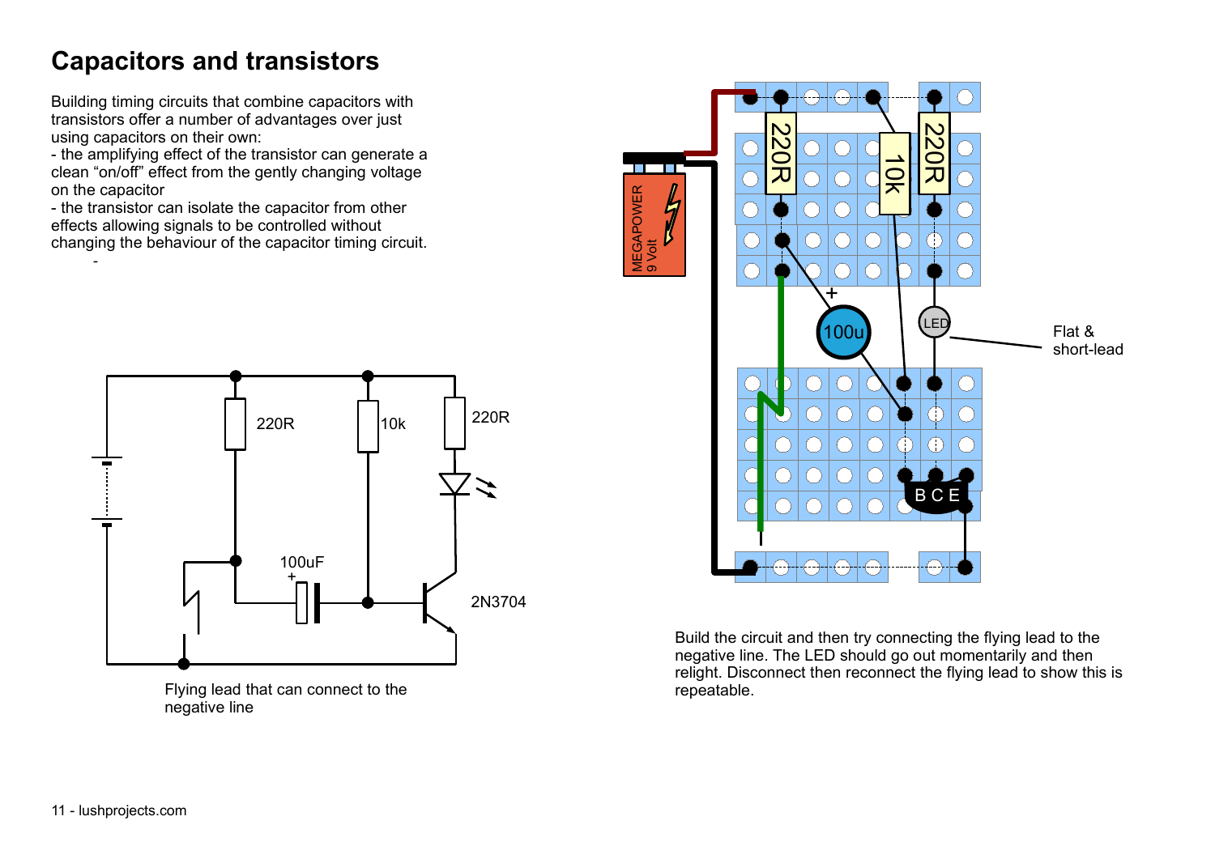# Capacitors and transistors

Building timing circuits that combine capacitors with transistors offer a number of advantages over just using capacitors on their own:
- the amplifying effect of the transistor can generate a clean "on/off" effect from the gently changing voltage on the capacitor
- the transistor can isolate the capacitor from other effects allowing signals to be controlled without changing the behaviour of the capacitor timing circuit.

Flying lead that can connect to the negative line

Flat & short-lead

Build the circuit and then try connecting the flying lead to the negative line. The LED should go out momentarily and then relight. Disconnect then reconnect the flying lead to show this is repeatable.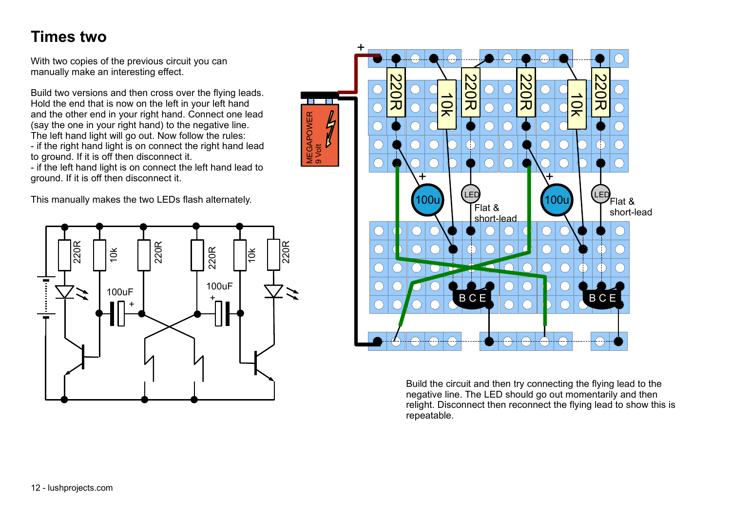# Times two

With two copies of the previous circuit you can manually make an interesting effect.

Build two versions and then cross over the flying leads. Hold the end that is now on the left in your left hand and the other end in your right hand. Connect one lead (say the one in your right hand) to the negative line. The left hand light will go out. Now follow the rules:

- if the right hand light is on connect the right hand lead to ground. If it is off then disconnect it.
- if the left hand light is on connect the left hand lead to ground. If it is off then disconnect it.

This manually makes the two LEDs flash alternately.

Build the circuit and then try connecting the flying lead to the negative line. The LED should go out momentarily and then relight. Disconnect then reconnect the flying lead to show this is repeatable.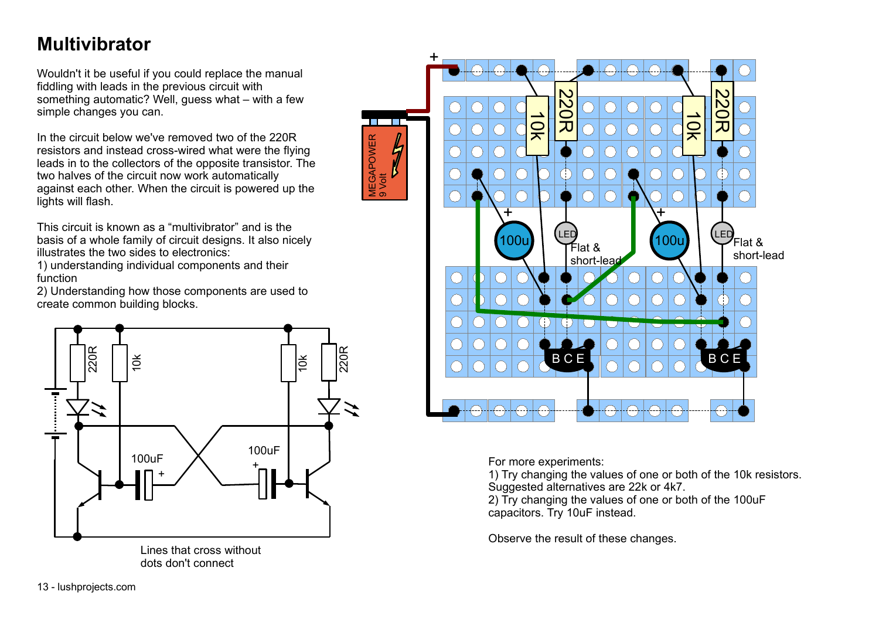# Multivibrator

Wouldn't it be useful if you could replace the manual fiddling with leads in the previous circuit with something automatic? Well, guess what – with a few simple changes you can.

In the circuit below we've removed two of the 220R resistors and instead cross-wired what were the flying leads in to the collectors of the opposite transistor. The two halves of the circuit now work automatically against each other. When the circuit is powered up the lights will flash.

This circuit is known as a "multivibrator" and is the basis of a whole family of circuit designs. It also nicely illustrates the two sides to electronics:
1) understanding individual components and their function
2) Understanding how those components are used to create common building blocks.

Lines that cross without dots don't connect

For more experiments:
1) Try changing the values of one or both of the 10k resistors. Suggested alternatives are 22k or 4k7.
2) Try changing the values of one or both of the 100uF capacitors. Try 10uF instead.

Observe the result of these changes.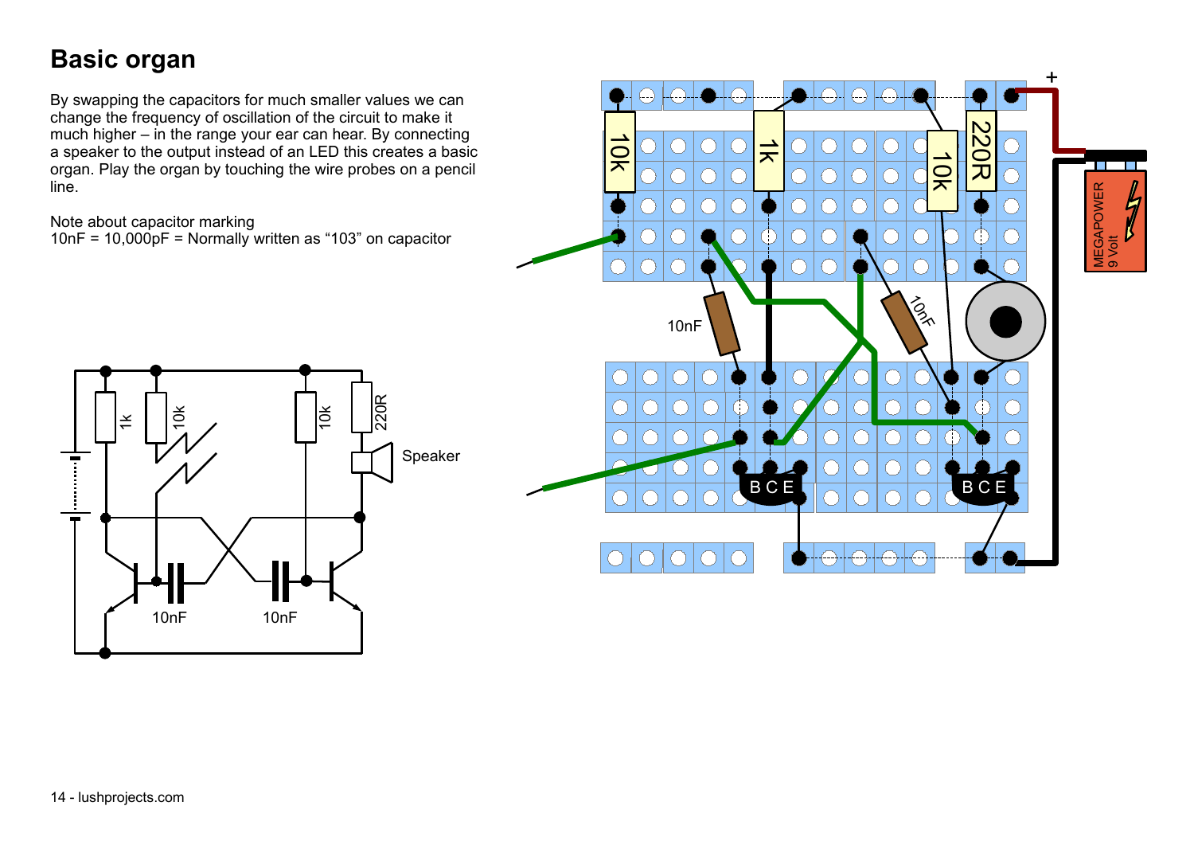# Basic organ

By swapping the capacitors for much smaller values we can change the frequency of oscillation of the circuit to make it much higher – in the range your ear can hear. By connecting a speaker to the output instead of an LED this creates a basic organ. Play the organ by touching the wire probes on a pencil line.

Note about capacitor marking
10nF = 10,000pF = Normally written as "103" on capacitor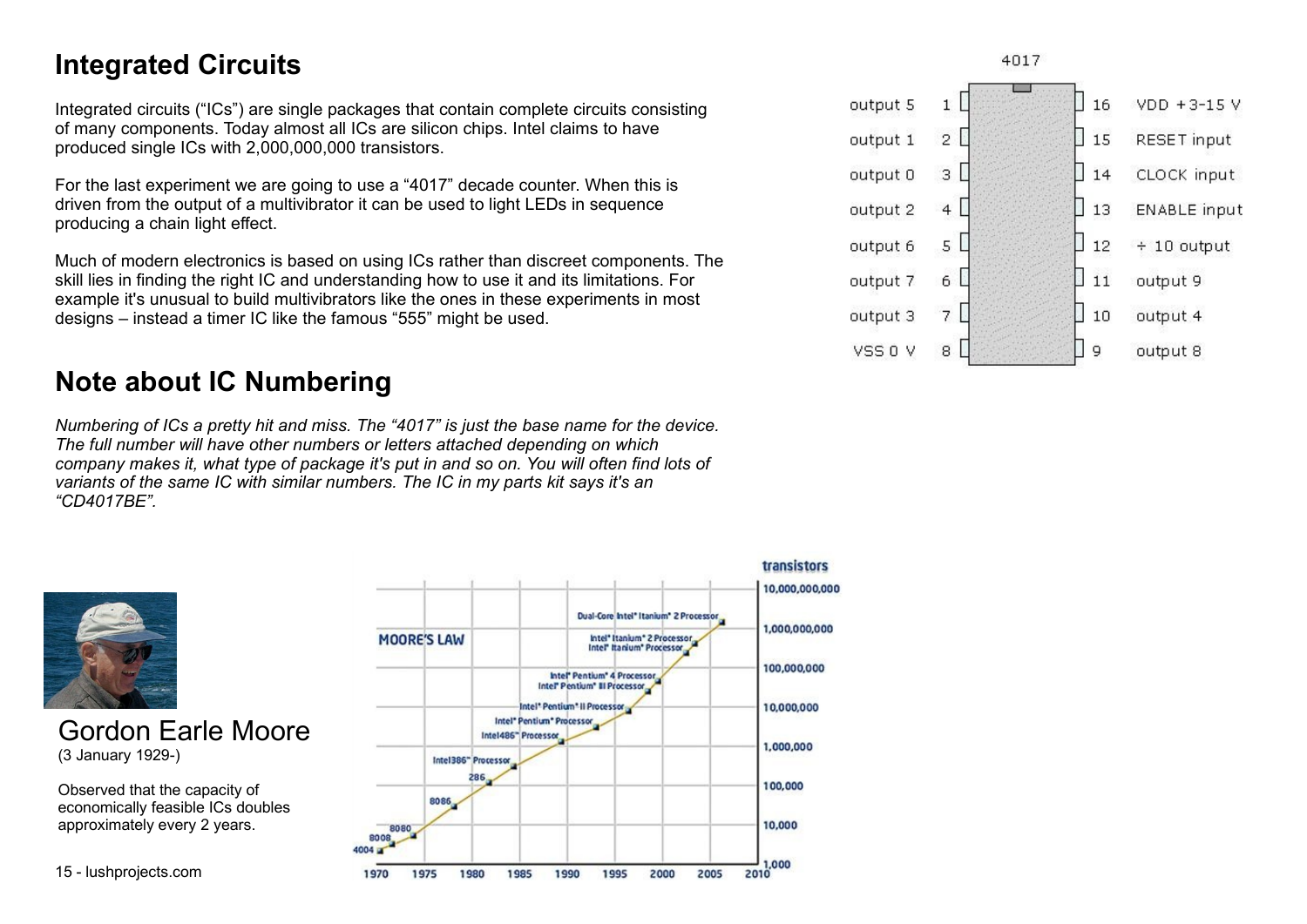# Integrated Circuits

Integrated circuits ("ICs") are single packages that contain complete circuits consisting of many components. Today almost all ICs are silicon chips. Intel claims to have produced single ICs with 2,000,000,000 transistors.

For the last experiment we are going to use a "4017" decade counter. When this is driven from the output of a multivibrator it can be used to light LEDs in sequence producing a chain light effect.

Much of modern electronics is based on using ICs rather than discreet components. The skill lies in finding the right IC and understanding how to use it and its limitations. For example it's unusual to build multivibrators like the ones in these experiments in most designs – instead a timer IC like the famous "555" might be used.

4017

| Function | Pin | Pin | Function |
|---|---|---|---|
| output 5 | 1 | 16 | VDD +3-15 V |
| output 1 | 2 | 15 | RESET input |
| output 0 | 3 | 14 | CLOCK input |
| output 2 | 4 | 13 | ENABLE input |
| output 6 | 5 | 12 | ÷ 10 output |
| output 7 | 6 | 11 | output 9 |
| output 3 | 7 | 10 | output 4 |
| VSS 0 V | 8 | 9 | output 8 |

# Note about IC Numbering

*Numbering of ICs a pretty hit and miss. The "4017" is just the base name for the device. The full number will have other numbers or letters attached depending on which company makes it, what type of package it's put in and so on. You will often find lots of variants of the same IC with similar numbers. The IC in my parts kit says it's an "CD4017BE".*

Gordon Earle Moore
(3 January 1929-)

Observed that the capacity of economically feasible ICs doubles approximately every 2 years.

MOORE'S LAW

transistors: 1,000 – 10,000,000,000; years 1970 – 2010. Processors: 4004, 8008, 8080, 8086, 286, Intel386™ Processor, Intel486™ Processor, Intel® Pentium® Processor, Intel® Pentium® II Processor, Intel® Pentium® III Processor, Intel® Pentium® 4 Processor, Intel® Itanium® Processor, Intel® Itanium® 2 Processor, Dual-Core Intel® Itanium® 2 Processor

lushprojects.com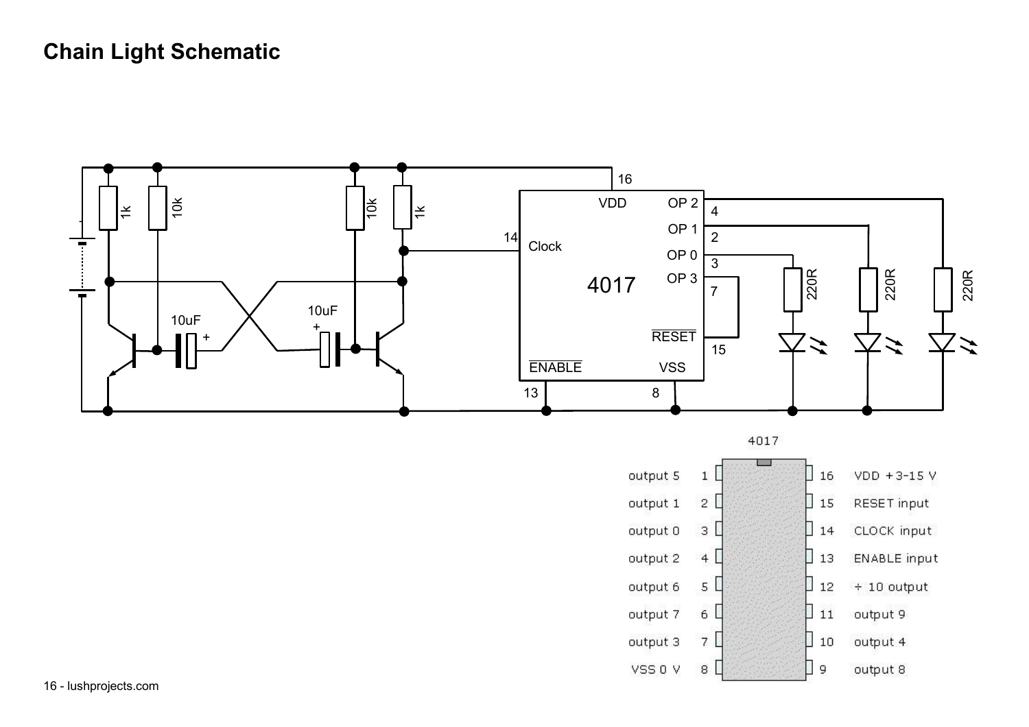# Chain Light Schematic

1k 10k 10k 1k

10uF + 10uF +

16 VDD OP 2 4

14 Clock OP 1 2

OP 0 3

4017 OP 3 7

220R 220R 220R

RESET 15

ENABLE VSS

13 8

4017

| Function | Pin | Pin | Function |
|---|---|---|---|
| output 5 | 1 | 16 | VDD +3-15 V |
| output 1 | 2 | 15 | RESET input |
| output 0 | 3 | 14 | CLOCK input |
| output 2 | 4 | 13 | ENABLE input |
| output 6 | 5 | 12 | ÷ 10 output |
| output 7 | 6 | 11 | output 9 |
| output 3 | 7 | 10 | output 4 |
| VSS 0 V | 8 | 9 | output 8 |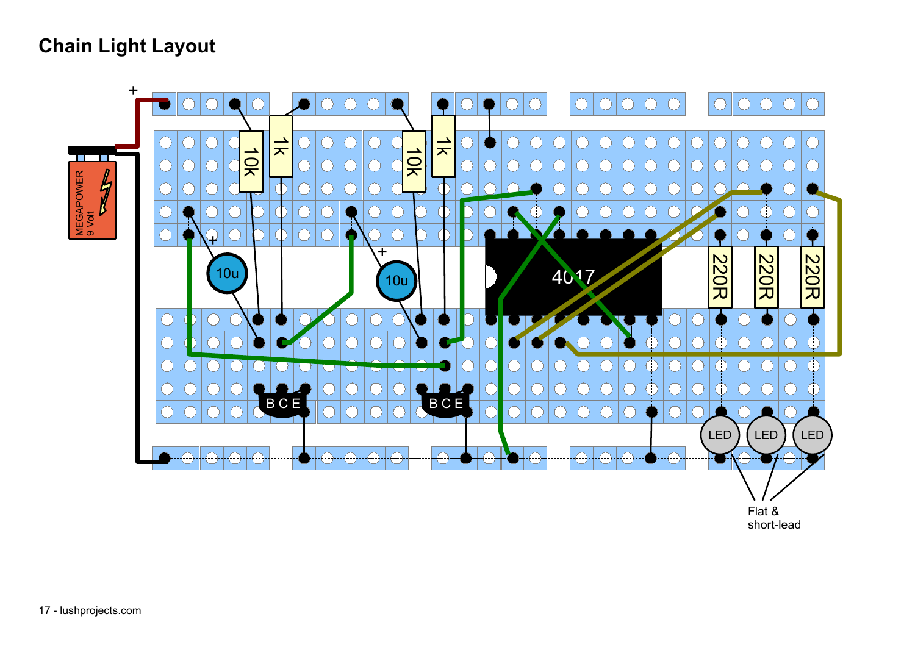# Chain Light Layout

+

MEGAPOWER
9 Volt

10k

1k

10k

1k

10u

10u

4017

220R

220R

220R

B C E

B C E

LED

LED

LED

Flat &
short-lead